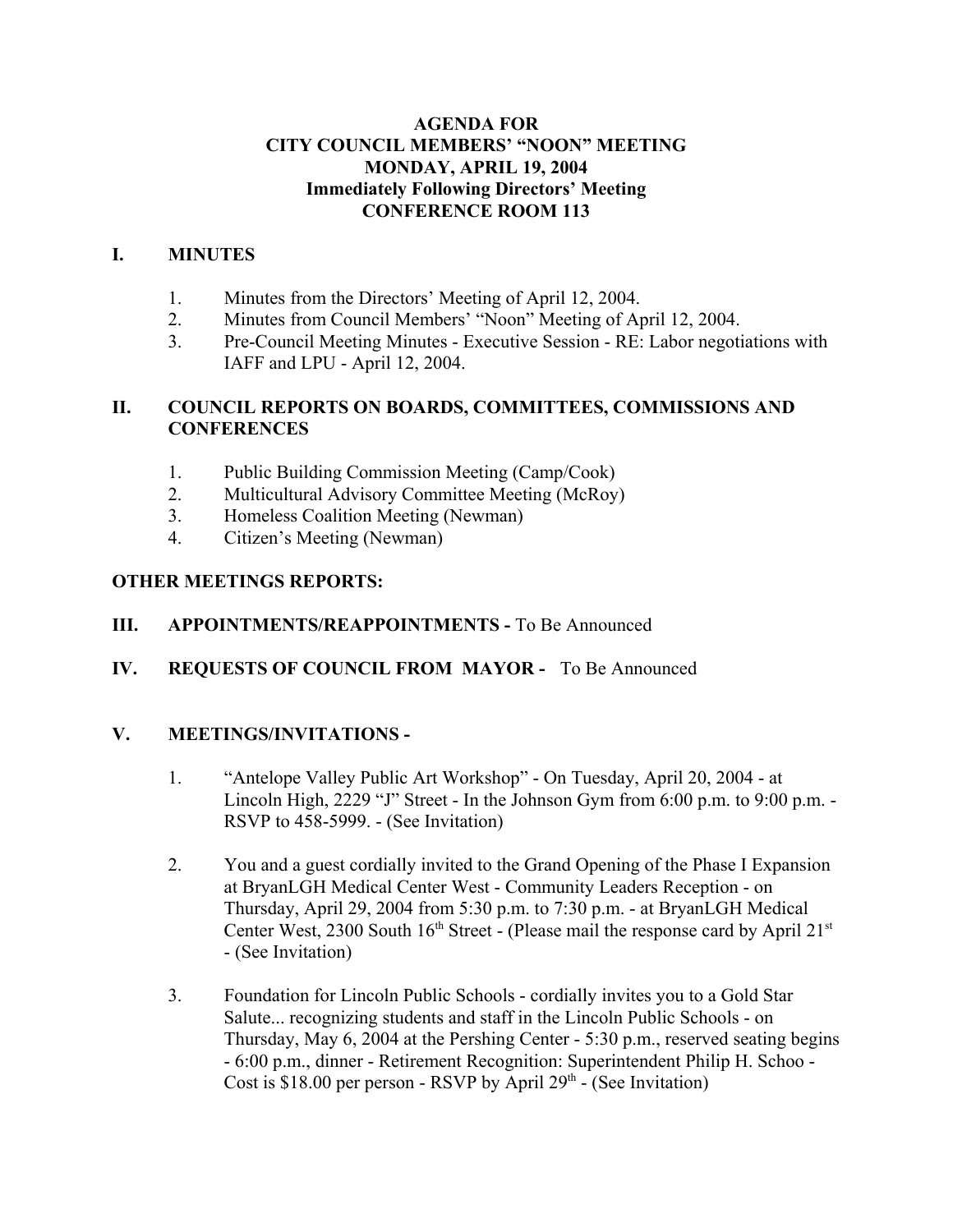# AGENDA FOR
# CITY COUNCIL MEMBERS' "NOON" MEETING
# MONDAY, APRIL 19, 2004
# Immediately Following Directors' Meeting
# CONFERENCE ROOM 113

## I. MINUTES

1. Minutes from the Directors' Meeting of April 12, 2004.
2. Minutes from Council Members' "Noon" Meeting of April 12, 2004.
3. Pre-Council Meeting Minutes - Executive Session - RE: Labor negotiations with IAFF and LPU - April 12, 2004.

## II. COUNCIL REPORTS ON BOARDS, COMMITTEES, COMMISSIONS AND CONFERENCES

1. Public Building Commission Meeting (Camp/Cook)
2. Multicultural Advisory Committee Meeting (McRoy)
3. Homeless Coalition Meeting (Newman)
4. Citizen's Meeting (Newman)

**OTHER MEETINGS REPORTS:**

## III. APPOINTMENTS/REAPPOINTMENTS - To Be Announced

## IV. REQUESTS OF COUNCIL FROM MAYOR - To Be Announced

## V. MEETINGS/INVITATIONS -

1. "Antelope Valley Public Art Workshop" - On Tuesday, April 20, 2004 - at Lincoln High, 2229 "J" Street - In the Johnson Gym from 6:00 p.m. to 9:00 p.m. - RSVP to 458-5999. - (See Invitation)

2. You and a guest cordially invited to the Grand Opening of the Phase I Expansion at BryanLGH Medical Center West - Community Leaders Reception - on Thursday, April 29, 2004 from 5:30 p.m. to 7:30 p.m. - at BryanLGH Medical Center West, 2300 South 16th Street - (Please mail the response card by April 21st - (See Invitation)

3. Foundation for Lincoln Public Schools - cordially invites you to a Gold Star Salute... recognizing students and staff in the Lincoln Public Schools - on Thursday, May 6, 2004 at the Pershing Center - 5:30 p.m., reserved seating begins - 6:00 p.m., dinner - Retirement Recognition: Superintendent Philip H. Schoo - Cost is $18.00 per person - RSVP by April 29th - (See Invitation)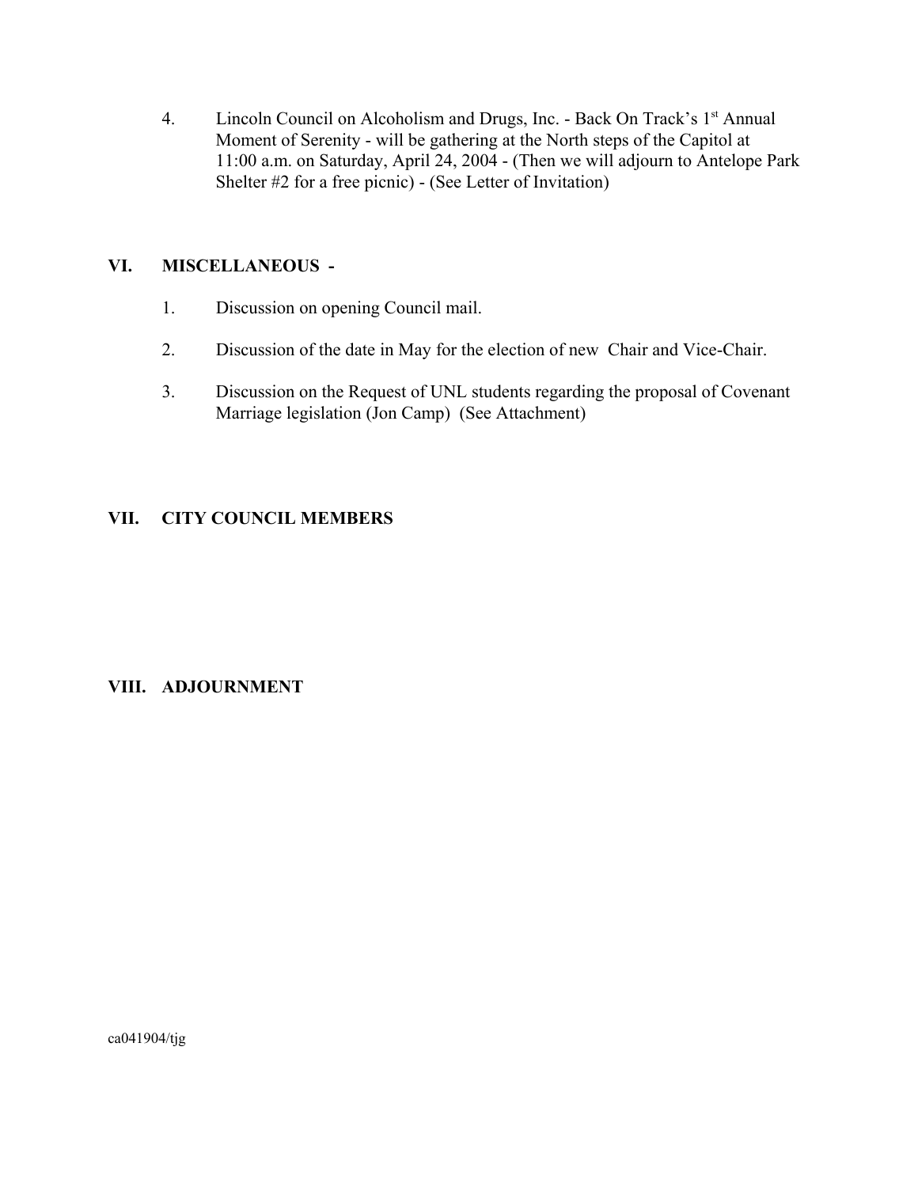4. Lincoln Council on Alcoholism and Drugs, Inc. - Back On Track's 1st Annual Moment of Serenity - will be gathering at the North steps of the Capitol at 11:00 a.m. on Saturday, April 24, 2004 - (Then we will adjourn to Antelope Park Shelter #2 for a free picnic) - (See Letter of Invitation)

## VI. MISCELLANEOUS -

1. Discussion on opening Council mail.

2. Discussion of the date in May for the election of new Chair and Vice-Chair.

3. Discussion on the Request of UNL students regarding the proposal of Covenant Marriage legislation (Jon Camp) (See Attachment)

## VII. CITY COUNCIL MEMBERS

## VIII. ADJOURNMENT

ca041904/tjg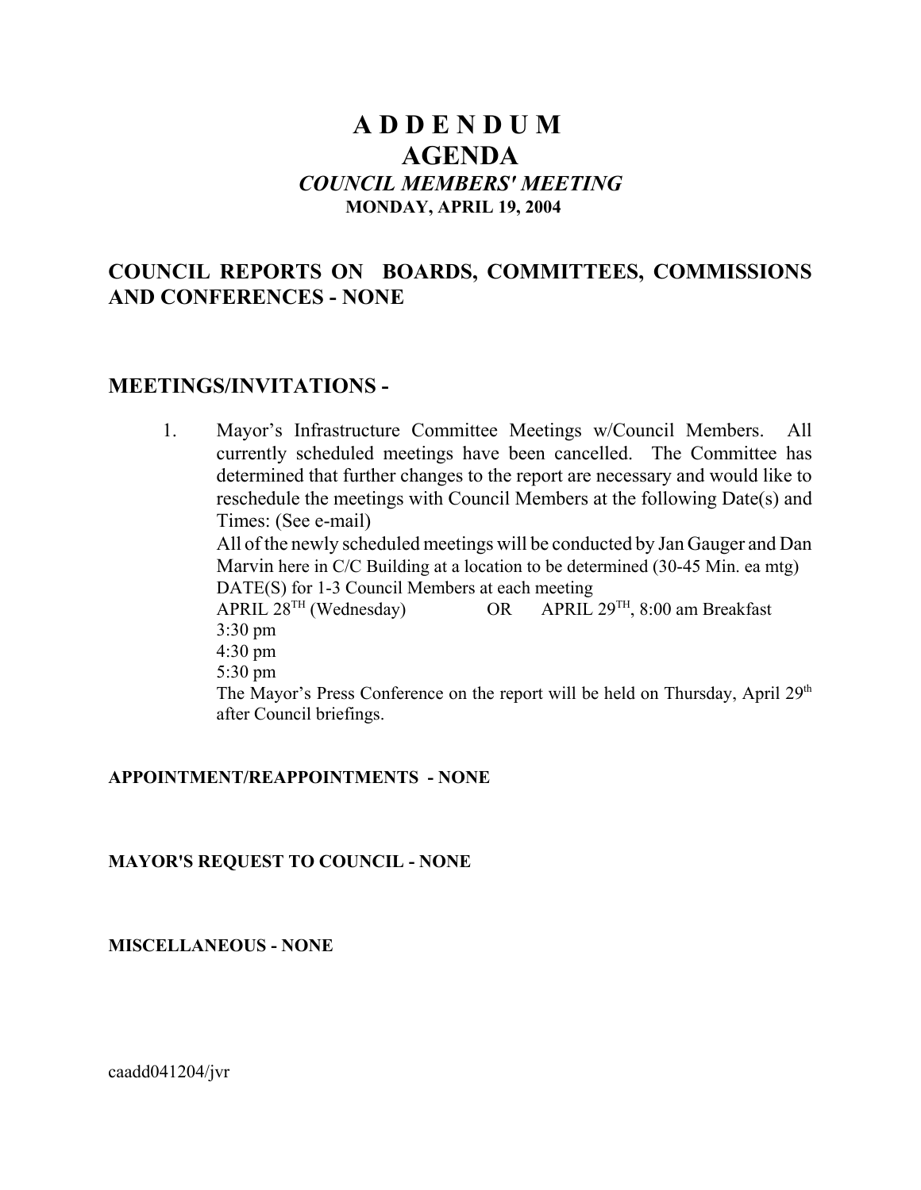# ADDENDUM
# AGENDA
### *COUNCIL MEMBERS' MEETING*
**MONDAY, APRIL 19, 2004**

## COUNCIL REPORTS ON BOARDS, COMMITTEES, COMMISSIONS AND CONFERENCES - NONE

## MEETINGS/INVITATIONS -

1. Mayor's Infrastructure Committee Meetings w/Council Members. All currently scheduled meetings have been cancelled. The Committee has determined that further changes to the report are necessary and would like to reschedule the meetings with Council Members at the following Date(s) and Times: (See e-mail)
   All of the newly scheduled meetings will be conducted by Jan Gauger and Dan Marvin here in C/C Building at a location to be determined (30-45 Min. ea mtg)
   DATE(S) for 1-3 Council Members at each meeting
   APRIL 28TH (Wednesday) OR APRIL 29TH, 8:00 am Breakfast
   3:30 pm
   4:30 pm
   5:30 pm
   The Mayor's Press Conference on the report will be held on Thursday, April 29th after Council briefings.

**APPOINTMENT/REAPPOINTMENTS - NONE**

**MAYOR'S REQUEST TO COUNCIL - NONE**

**MISCELLANEOUS - NONE**

caadd041204/jvr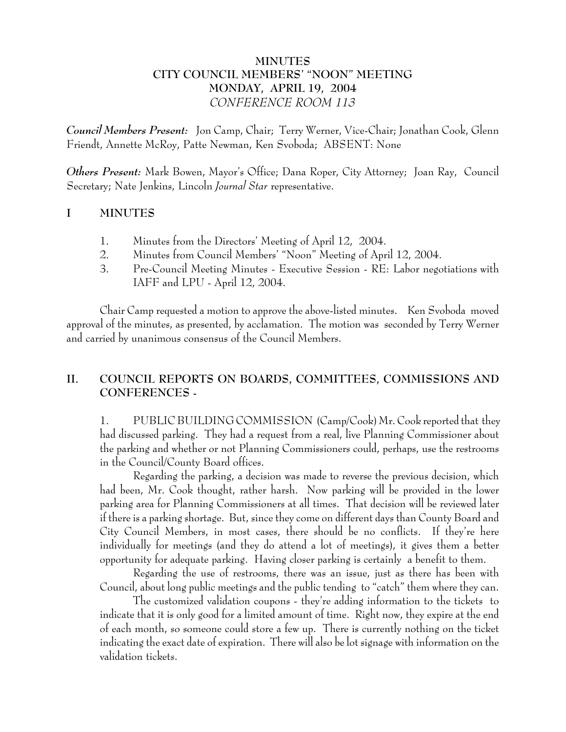# MINUTES
## CITY COUNCIL MEMBERS' "NOON" MEETING
## MONDAY, APRIL 19, 2004
### *CONFERENCE ROOM 113*

***Council Members Present:*** Jon Camp, Chair; Terry Werner, Vice-Chair; Jonathan Cook, Glenn Friendt, Annette McRoy, Patte Newman, Ken Svoboda; ABSENT: None

***Others Present:*** Mark Bowen, Mayor's Office; Dana Roper, City Attorney; Joan Ray, Council Secretary; Nate Jenkins, Lincoln *Journal Star* representative.

## I MINUTES

1. Minutes from the Directors' Meeting of April 12, 2004.
2. Minutes from Council Members' "Noon" Meeting of April 12, 2004.
3. Pre-Council Meeting Minutes - Executive Session - RE: Labor negotiations with IAFF and LPU - April 12, 2004.

Chair Camp requested a motion to approve the above-listed minutes. Ken Svoboda moved approval of the minutes, as presented, by acclamation. The motion was seconded by Terry Werner and carried by unanimous consensus of the Council Members.

## II. COUNCIL REPORTS ON BOARDS, COMMITTEES, COMMISSIONS AND CONFERENCES -

1. PUBLIC BUILDING COMMISSION (Camp/Cook) Mr. Cook reported that they had discussed parking. They had a request from a real, live Planning Commissioner about the parking and whether or not Planning Commissioners could, perhaps, use the restrooms in the Council/County Board offices.

Regarding the parking, a decision was made to reverse the previous decision, which had been, Mr. Cook thought, rather harsh. Now parking will be provided in the lower parking area for Planning Commissioners at all times. That decision will be reviewed later if there is a parking shortage. But, since they come on different days than County Board and City Council Members, in most cases, there should be no conflicts. If they're here individually for meetings (and they do attend a lot of meetings), it gives them a better opportunity for adequate parking. Having closer parking is certainly a benefit to them.

Regarding the use of restrooms, there was an issue, just as there has been with Council, about long public meetings and the public tending to "catch" them where they can.

The customized validation coupons - they're adding information to the tickets to indicate that it is only good for a limited amount of time. Right now, they expire at the end of each month, so someone could store a few up. There is currently nothing on the ticket indicating the exact date of expiration. There will also be lot signage with information on the validation tickets.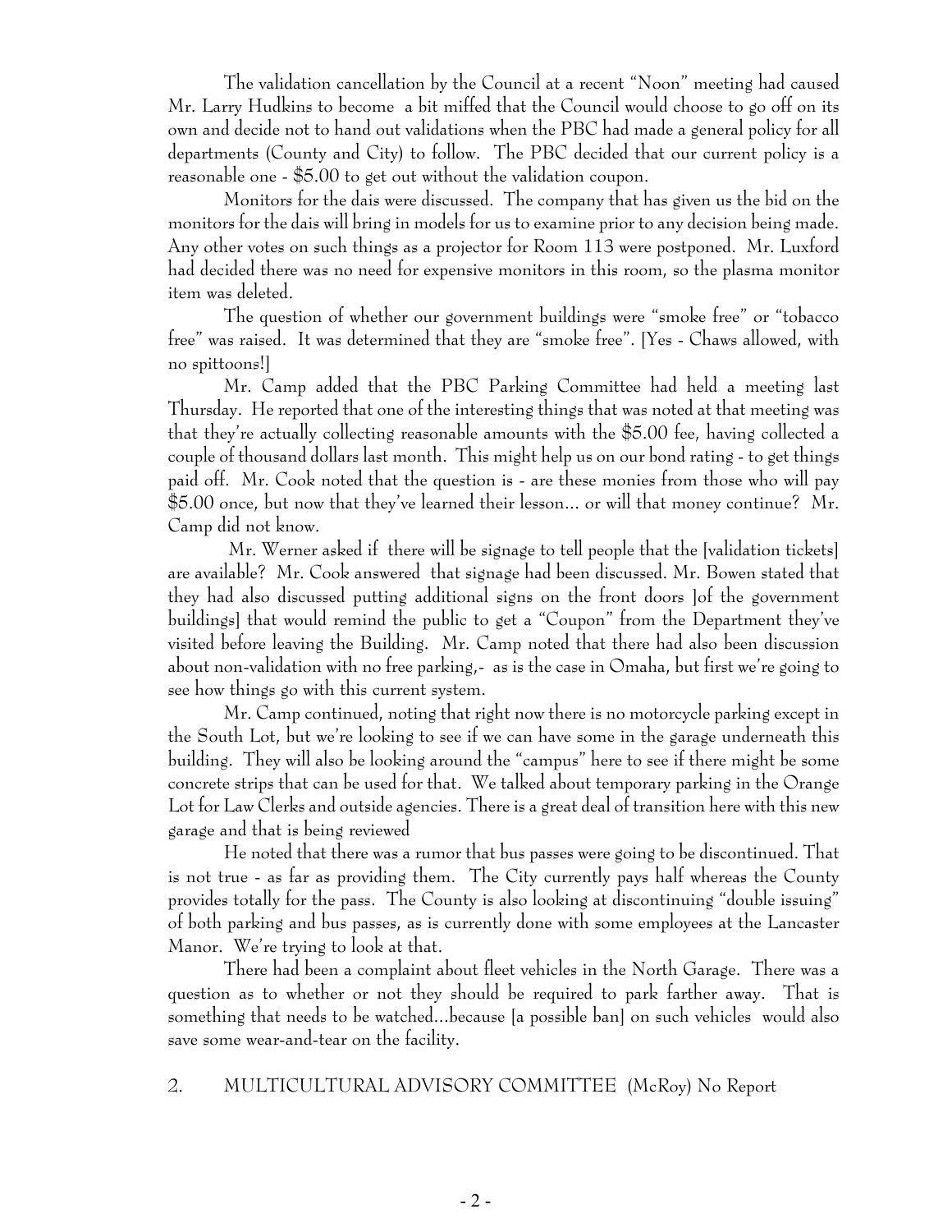The validation cancellation by the Council at a recent "Noon" meeting had caused Mr. Larry Hudkins to become a bit miffed that the Council would choose to go off on its own and decide not to hand out validations when the PBC had made a general policy for all departments (County and City) to follow. The PBC decided that our current policy is a reasonable one - $5.00 to get out without the validation coupon.

Monitors for the dais were discussed. The company that has given us the bid on the monitors for the dais will bring in models for us to examine prior to any decision being made. Any other votes on such things as a projector for Room 113 were postponed. Mr. Luxford had decided there was no need for expensive monitors in this room, so the plasma monitor item was deleted.

The question of whether our government buildings were "smoke free" or "tobacco free" was raised. It was determined that they are "smoke free". [Yes - Chaws allowed, with no spittoons!]

Mr. Camp added that the PBC Parking Committee had held a meeting last Thursday. He reported that one of the interesting things that was noted at that meeting was that they're actually collecting reasonable amounts with the $5.00 fee, having collected a couple of thousand dollars last month. This might help us on our bond rating - to get things paid off. Mr. Cook noted that the question is - are these monies from those who will pay $5.00 once, but now that they've learned their lesson... or will that money continue? Mr. Camp did not know.

Mr. Werner asked if there will be signage to tell people that the [validation tickets] are available? Mr. Cook answered that signage had been discussed. Mr. Bowen stated that they had also discussed putting additional signs on the front doors ]of the government buildings] that would remind the public to get a "Coupon" from the Department they've visited before leaving the Building. Mr. Camp noted that there had also been discussion about non-validation with no free parking,- as is the case in Omaha, but first we're going to see how things go with this current system.

Mr. Camp continued, noting that right now there is no motorcycle parking except in the South Lot, but we're looking to see if we can have some in the garage underneath this building. They will also be looking around the "campus" here to see if there might be some concrete strips that can be used for that. We talked about temporary parking in the Orange Lot for Law Clerks and outside agencies. There is a great deal of transition here with this new garage and that is being reviewed

He noted that there was a rumor that bus passes were going to be discontinued. That is not true - as far as providing them. The City currently pays half whereas the County provides totally for the pass. The County is also looking at discontinuing "double issuing" of both parking and bus passes, as is currently done with some employees at the Lancaster Manor. We're trying to look at that.

There had been a complaint about fleet vehicles in the North Garage. There was a question as to whether or not they should be required to park farther away. That is something that needs to be watched...because [a possible ban] on such vehicles would also save some wear-and-tear on the facility.

2. MULTICULTURAL ADVISORY COMMITTEE (McRoy) No Report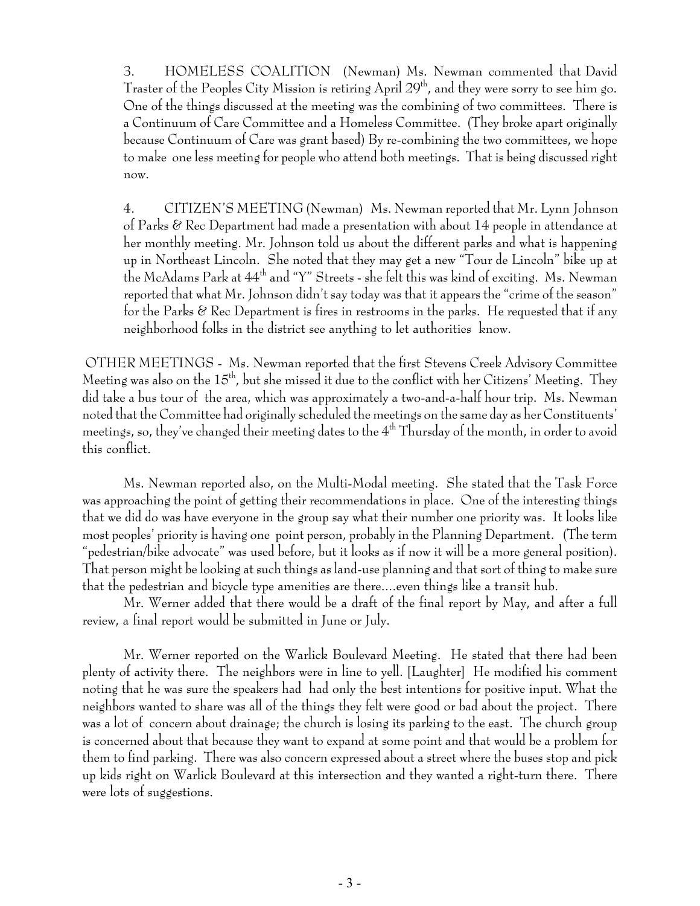3. HOMELESS COALITION (Newman) Ms. Newman commented that David Traster of the Peoples City Mission is retiring April 29th, and they were sorry to see him go. One of the things discussed at the meeting was the combining of two committees. There is a Continuum of Care Committee and a Homeless Committee. (They broke apart originally because Continuum of Care was grant based) By re-combining the two committees, we hope to make one less meeting for people who attend both meetings. That is being discussed right now.

4. CITIZEN'S MEETING (Newman) Ms. Newman reported that Mr. Lynn Johnson of Parks & Rec Department had made a presentation with about 14 people in attendance at her monthly meeting. Mr. Johnson told us about the different parks and what is happening up in Northeast Lincoln. She noted that they may get a new "Tour de Lincoln" bike up at the McAdams Park at 44th and "Y" Streets - she felt this was kind of exciting. Ms. Newman reported that what Mr. Johnson didn't say today was that it appears the "crime of the season" for the Parks & Rec Department is fires in restrooms in the parks. He requested that if any neighborhood folks in the district see anything to let authorities know.

OTHER MEETINGS - Ms. Newman reported that the first Stevens Creek Advisory Committee Meeting was also on the 15th, but she missed it due to the conflict with her Citizens' Meeting. They did take a bus tour of the area, which was approximately a two-and-a-half hour trip. Ms. Newman noted that the Committee had originally scheduled the meetings on the same day as her Constituents' meetings, so, they've changed their meeting dates to the 4th Thursday of the month, in order to avoid this conflict.

Ms. Newman reported also, on the Multi-Modal meeting. She stated that the Task Force was approaching the point of getting their recommendations in place. One of the interesting things that we did do was have everyone in the group say what their number one priority was. It looks like most peoples' priority is having one point person, probably in the Planning Department. (The term "pedestrian/bike advocate" was used before, but it looks as if now it will be a more general position). That person might be looking at such things as land-use planning and that sort of thing to make sure that the pedestrian and bicycle type amenities are there....even things like a transit hub.

Mr. Werner added that there would be a draft of the final report by May, and after a full review, a final report would be submitted in June or July.

Mr. Werner reported on the Warlick Boulevard Meeting. He stated that there had been plenty of activity there. The neighbors were in line to yell. [Laughter] He modified his comment noting that he was sure the speakers had had only the best intentions for positive input. What the neighbors wanted to share was all of the things they felt were good or bad about the project. There was a lot of concern about drainage; the church is losing its parking to the east. The church group is concerned about that because they want to expand at some point and that would be a problem for them to find parking. There was also concern expressed about a street where the buses stop and pick up kids right on Warlick Boulevard at this intersection and they wanted a right-turn there. There were lots of suggestions.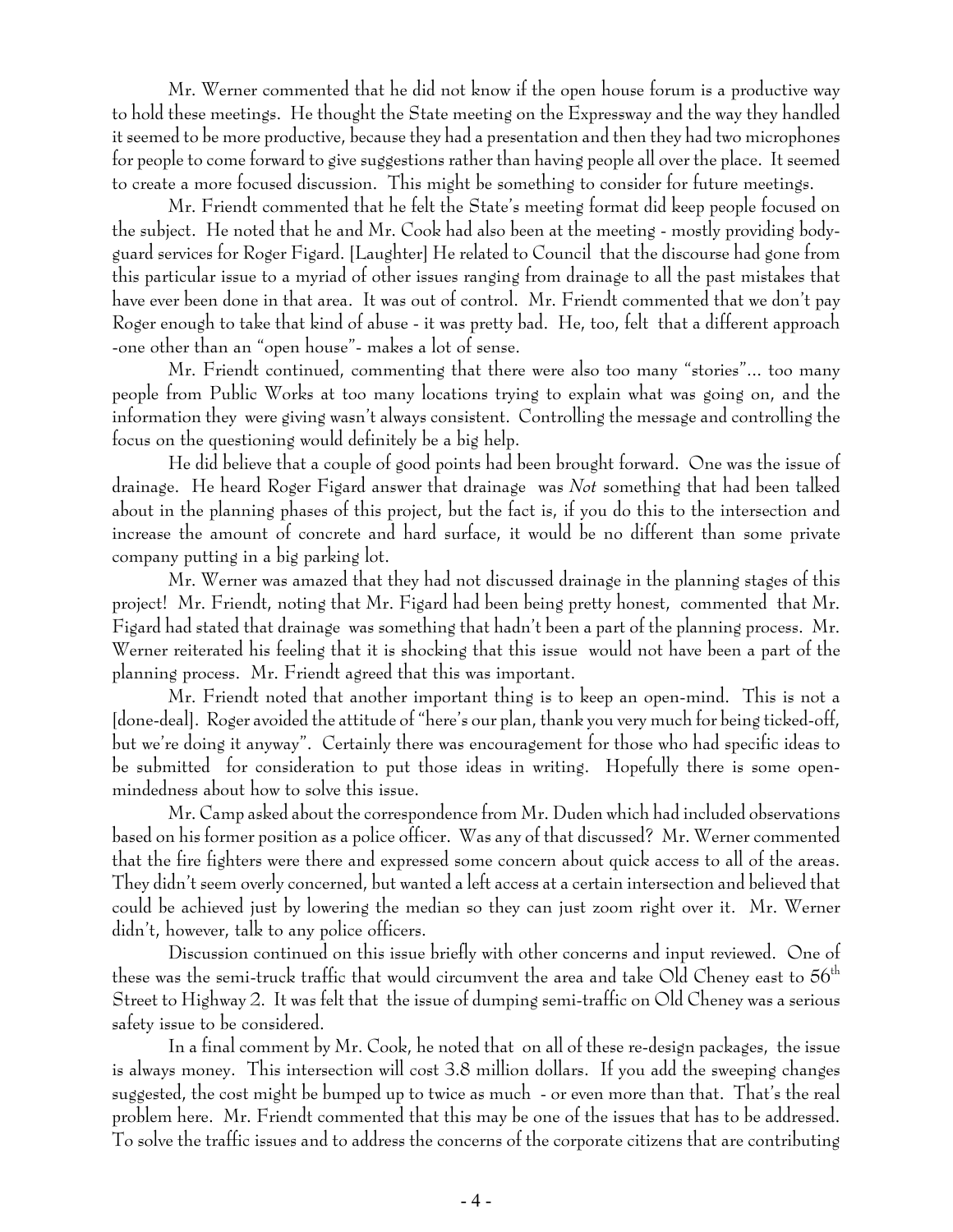Mr. Werner commented that he did not know if the open house forum is a productive way to hold these meetings. He thought the State meeting on the Expressway and the way they handled it seemed to be more productive, because they had a presentation and then they had two microphones for people to come forward to give suggestions rather than having people all over the place. It seemed to create a more focused discussion. This might be something to consider for future meetings.

Mr. Friendt commented that he felt the State's meeting format did keep people focused on the subject. He noted that he and Mr. Cook had also been at the meeting - mostly providing body-guard services for Roger Figard. [Laughter] He related to Council that the discourse had gone from this particular issue to a myriad of other issues ranging from drainage to all the past mistakes that have ever been done in that area. It was out of control. Mr. Friendt commented that we don't pay Roger enough to take that kind of abuse - it was pretty bad. He, too, felt that a different approach -one other than an "open house"- makes a lot of sense.

Mr. Friendt continued, commenting that there were also too many "stories"... too many people from Public Works at too many locations trying to explain what was going on, and the information they were giving wasn't always consistent. Controlling the message and controlling the focus on the questioning would definitely be a big help.

He did believe that a couple of good points had been brought forward. One was the issue of drainage. He heard Roger Figard answer that drainage was *Not* something that had been talked about in the planning phases of this project, but the fact is, if you do this to the intersection and increase the amount of concrete and hard surface, it would be no different than some private company putting in a big parking lot.

Mr. Werner was amazed that they had not discussed drainage in the planning stages of this project! Mr. Friendt, noting that Mr. Figard had been being pretty honest, commented that Mr. Figard had stated that drainage was something that hadn't been a part of the planning process. Mr. Werner reiterated his feeling that it is shocking that this issue would not have been a part of the planning process. Mr. Friendt agreed that this was important.

Mr. Friendt noted that another important thing is to keep an open-mind. This is not a [done-deal]. Roger avoided the attitude of "here's our plan, thank you very much for being ticked-off, but we're doing it anyway". Certainly there was encouragement for those who had specific ideas to be submitted for consideration to put those ideas in writing. Hopefully there is some open-mindedness about how to solve this issue.

Mr. Camp asked about the correspondence from Mr. Duden which had included observations based on his former position as a police officer. Was any of that discussed? Mr. Werner commented that the fire fighters were there and expressed some concern about quick access to all of the areas. They didn't seem overly concerned, but wanted a left access at a certain intersection and believed that could be achieved just by lowering the median so they can just zoom right over it. Mr. Werner didn't, however, talk to any police officers.

Discussion continued on this issue briefly with other concerns and input reviewed. One of these was the semi-truck traffic that would circumvent the area and take Old Cheney east to 56th Street to Highway 2. It was felt that the issue of dumping semi-traffic on Old Cheney was a serious safety issue to be considered.

In a final comment by Mr. Cook, he noted that on all of these re-design packages, the issue is always money. This intersection will cost 3.8 million dollars. If you add the sweeping changes suggested, the cost might be bumped up to twice as much - or even more than that. That's the real problem here. Mr. Friendt commented that this may be one of the issues that has to be addressed. To solve the traffic issues and to address the concerns of the corporate citizens that are contributing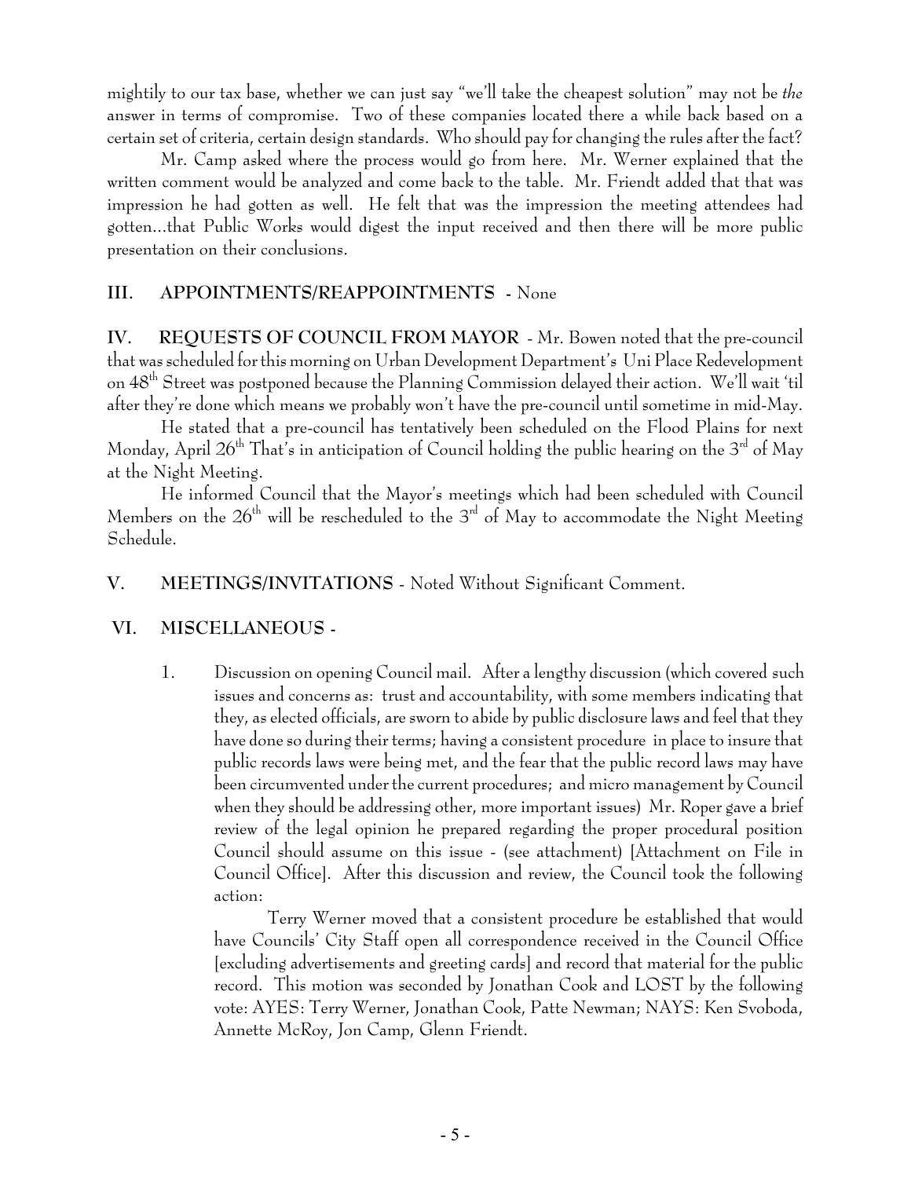mightily to our tax base, whether we can just say "we'll take the cheapest solution" may not be *the* answer in terms of compromise. Two of these companies located there a while back based on a certain set of criteria, certain design standards. Who should pay for changing the rules after the fact?

Mr. Camp asked where the process would go from here. Mr. Werner explained that the written comment would be analyzed and come back to the table. Mr. Friendt added that that was impression he had gotten as well. He felt that was the impression the meeting attendees had gotten...that Public Works would digest the input received and then there will be more public presentation on their conclusions.

## III. APPOINTMENTS/REAPPOINTMENTS - None

## IV. REQUESTS OF COUNCIL FROM MAYOR - 

Mr. Bowen noted that the pre-council that was scheduled for this morning on Urban Development Department's Uni Place Redevelopment on 48th Street was postponed because the Planning Commission delayed their action. We'll wait 'til after they're done which means we probably won't have the pre-council until sometime in mid-May.

He stated that a pre-council has tentatively been scheduled on the Flood Plains for next Monday, April 26th That's in anticipation of Council holding the public hearing on the 3rd of May at the Night Meeting.

He informed Council that the Mayor's meetings which had been scheduled with Council Members on the 26th will be rescheduled to the 3rd of May to accommodate the Night Meeting Schedule.

## V. MEETINGS/INVITATIONS - Noted Without Significant Comment.

## VI. MISCELLANEOUS -

1. Discussion on opening Council mail. After a lengthy discussion (which covered such issues and concerns as: trust and accountability, with some members indicating that they, as elected officials, are sworn to abide by public disclosure laws and feel that they have done so during their terms; having a consistent procedure in place to insure that public records laws were being met, and the fear that the public record laws may have been circumvented under the current procedures; and micro management by Council when they should be addressing other, more important issues) Mr. Roper gave a brief review of the legal opinion he prepared regarding the proper procedural position Council should assume on this issue - (see attachment) [Attachment on File in Council Office]. After this discussion and review, the Council took the following action:

   Terry Werner moved that a consistent procedure be established that would have Councils' City Staff open all correspondence received in the Council Office [excluding advertisements and greeting cards] and record that material for the public record. This motion was seconded by Jonathan Cook and LOST by the following vote: AYES: Terry Werner, Jonathan Cook, Patte Newman; NAYS: Ken Svoboda, Annette McRoy, Jon Camp, Glenn Friendt.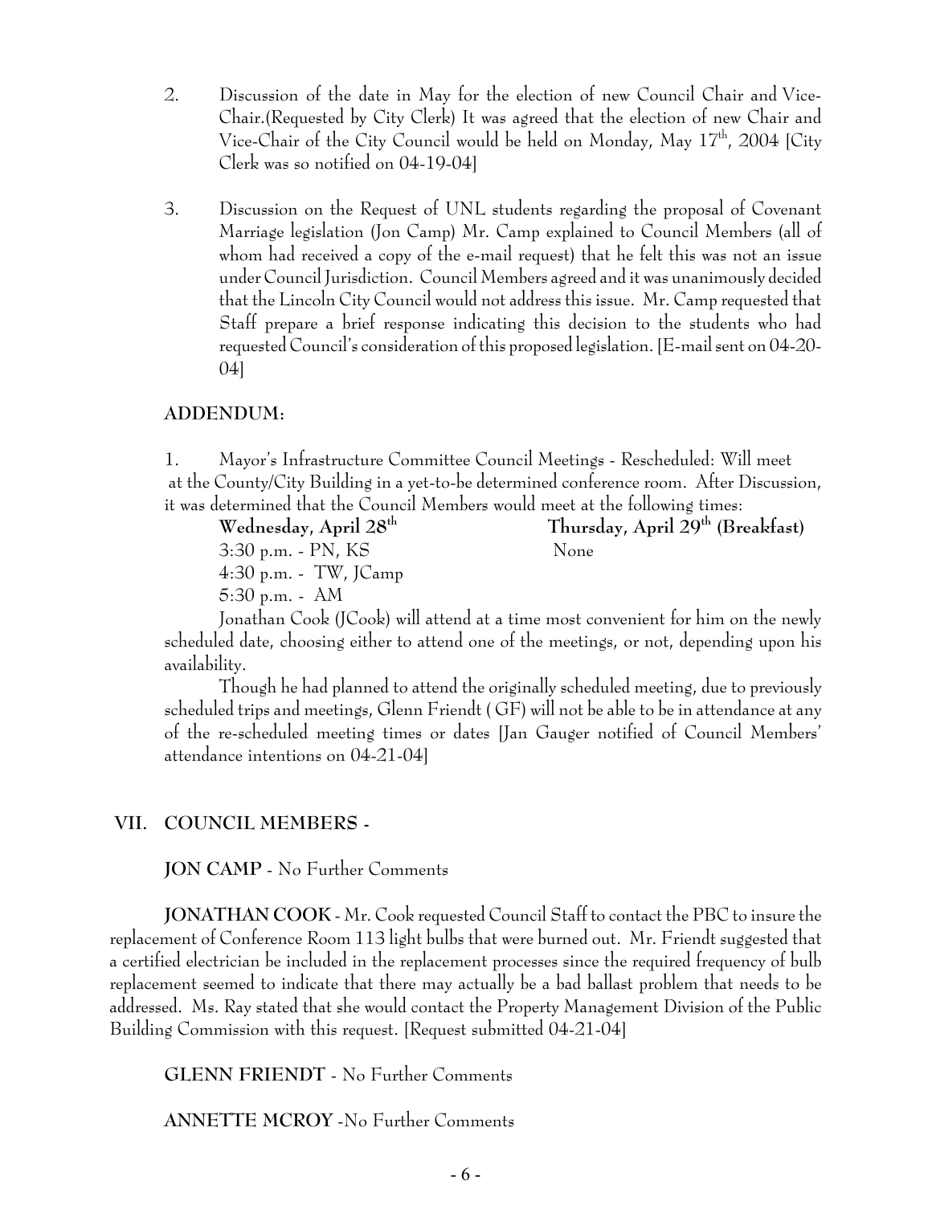2. Discussion of the date in May for the election of new Council Chair and Vice-Chair.(Requested by City Clerk) It was agreed that the election of new Chair and Vice-Chair of the City Council would be held on Monday, May 17th, 2004 [City Clerk was so notified on 04-19-04]

3. Discussion on the Request of UNL students regarding the proposal of Covenant Marriage legislation (Jon Camp) Mr. Camp explained to Council Members (all of whom had received a copy of the e-mail request) that he felt this was not an issue under Council Jurisdiction. Council Members agreed and it was unanimously decided that the Lincoln City Council would not address this issue. Mr. Camp requested that Staff prepare a brief response indicating this decision to the students who had requested Council's consideration of this proposed legislation. [E-mail sent on 04-20-04]

**ADDENDUM:**

1. Mayor's Infrastructure Committee Council Meetings - Rescheduled: Will meet at the County/City Building in a yet-to-be determined conference room. After Discussion, it was determined that the Council Members would meet at the following times:

| **Wednesday, April 28th** | **Thursday, April 29th (Breakfast)** |
|---|---|
| 3:30 p.m. - PN, KS | None |
| 4:30 p.m. - TW, JCamp | |
| 5:30 p.m. - AM | |

Jonathan Cook (JCook) will attend at a time most convenient for him on the newly scheduled date, choosing either to attend one of the meetings, or not, depending upon his availability.

Though he had planned to attend the originally scheduled meeting, due to previously scheduled trips and meetings, Glenn Friendt ( GF) will not be able to be in attendance at any of the re-scheduled meeting times or dates [Jan Gauger notified of Council Members' attendance intentions on 04-21-04]

## VII. COUNCIL MEMBERS -

**JON CAMP** - No Further Comments

**JONATHAN COOK** - Mr. Cook requested Council Staff to contact the PBC to insure the replacement of Conference Room 113 light bulbs that were burned out. Mr. Friendt suggested that a certified electrician be included in the replacement processes since the required frequency of bulb replacement seemed to indicate that there may actually be a bad ballast problem that needs to be addressed. Ms. Ray stated that she would contact the Property Management Division of the Public Building Commission with this request. [Request submitted 04-21-04]

**GLENN FRIENDT** - No Further Comments

**ANNETTE MCROY** -No Further Comments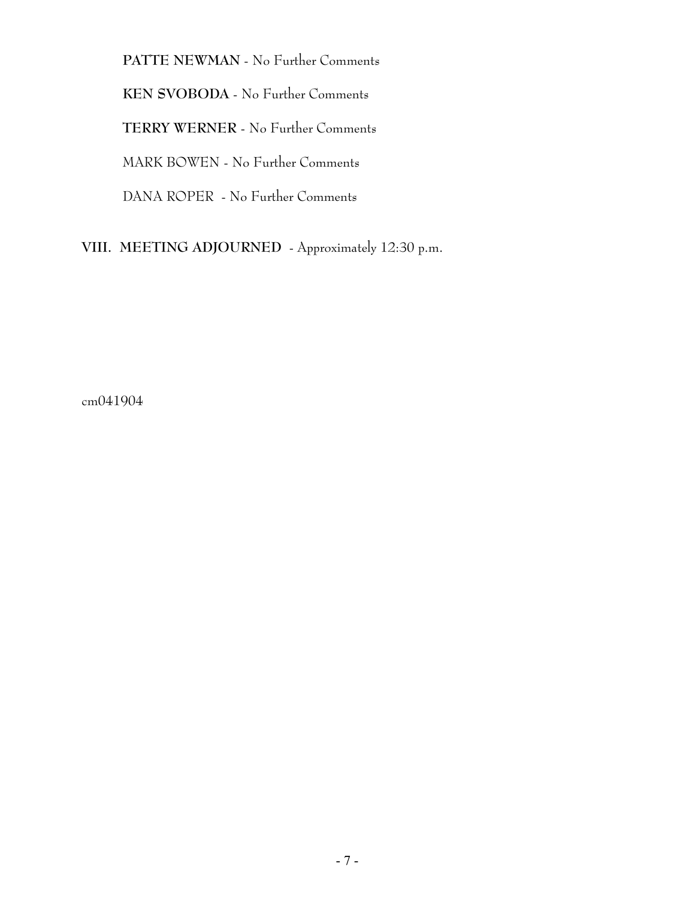**PATTE NEWMAN** - No Further Comments

**KEN SVOBODA** - No Further Comments

**TERRY WERNER** - No Further Comments

MARK BOWEN - No Further Comments

DANA ROPER - No Further Comments

**VIII. MEETING ADJOURNED** - Approximately 12:30 p.m.

cm041904